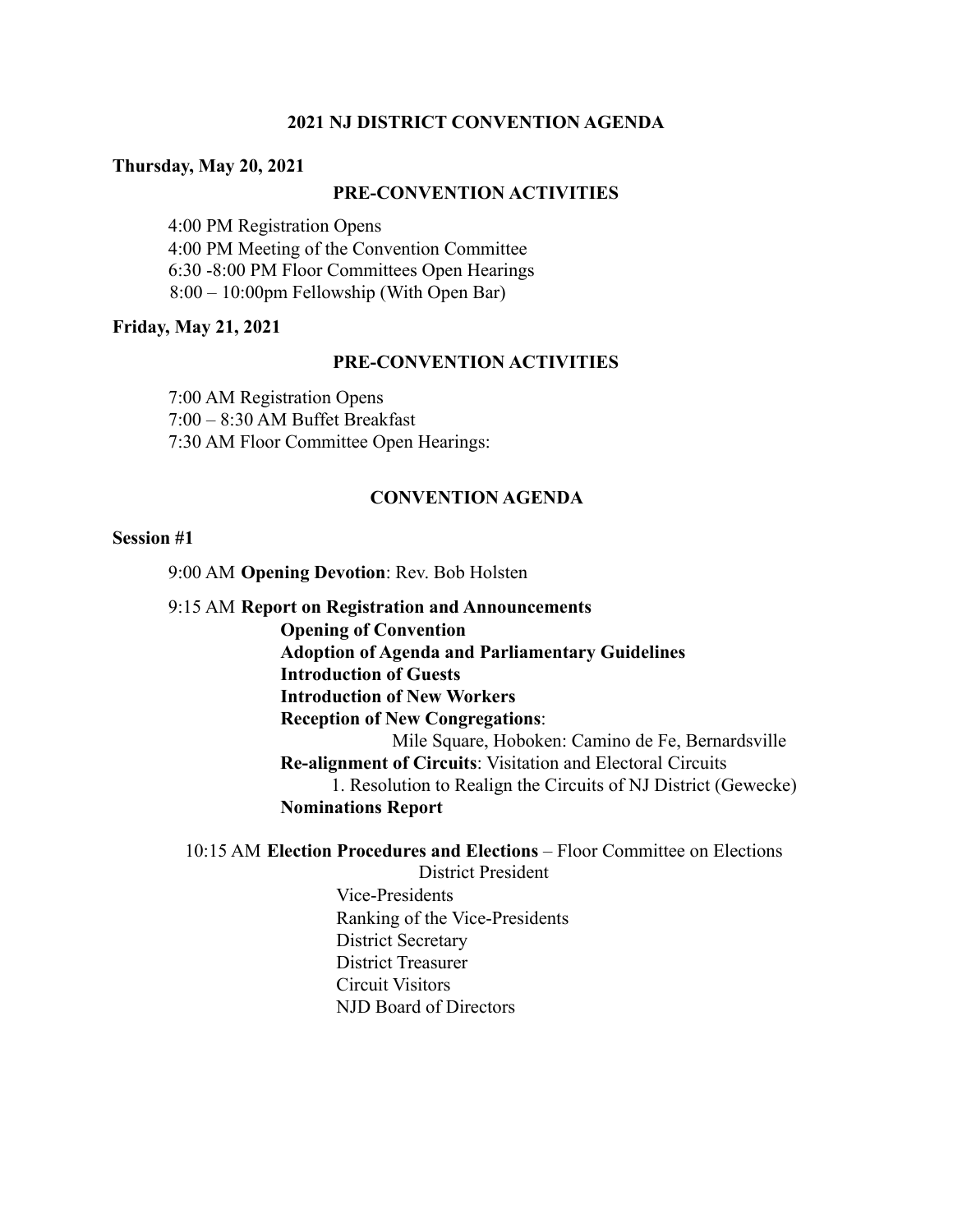# 2021 NJ DISTRICT CONVENTION AGENDA

**Thursday, May 20, 2021**

## PRE-CONVENTION ACTIVITIES

4:00 PM Registration Opens
4:00 PM Meeting of the Convention Committee
6:30 -8:00 PM Floor Committees Open Hearings
8:00 – 10:00pm Fellowship (With Open Bar)

**Friday, May 21, 2021**

## PRE-CONVENTION ACTIVITIES

7:00 AM Registration Opens
7:00 – 8:30 AM Buffet Breakfast
7:30 AM Floor Committee Open Hearings:

## CONVENTION AGENDA

**Session #1**

9:00 AM **Opening Devotion**: Rev. Bob Holsten

9:15 AM **Report on Registration and Announcements**
**Opening of Convention**
**Adoption of Agenda and Parliamentary Guidelines**
**Introduction of Guests**
**Introduction of New Workers**
**Reception of New Congregations**:
Mile Square, Hoboken: Camino de Fe, Bernardsville
**Re-alignment of Circuits**: Visitation and Electoral Circuits
1. Resolution to Realign the Circuits of NJ District (Gewecke)
**Nominations Report**

10:15 AM **Election Procedures and Elections** – Floor Committee on Elections
District President
Vice-Presidents
Ranking of the Vice-Presidents
District Secretary
District Treasurer
Circuit Visitors
NJD Board of Directors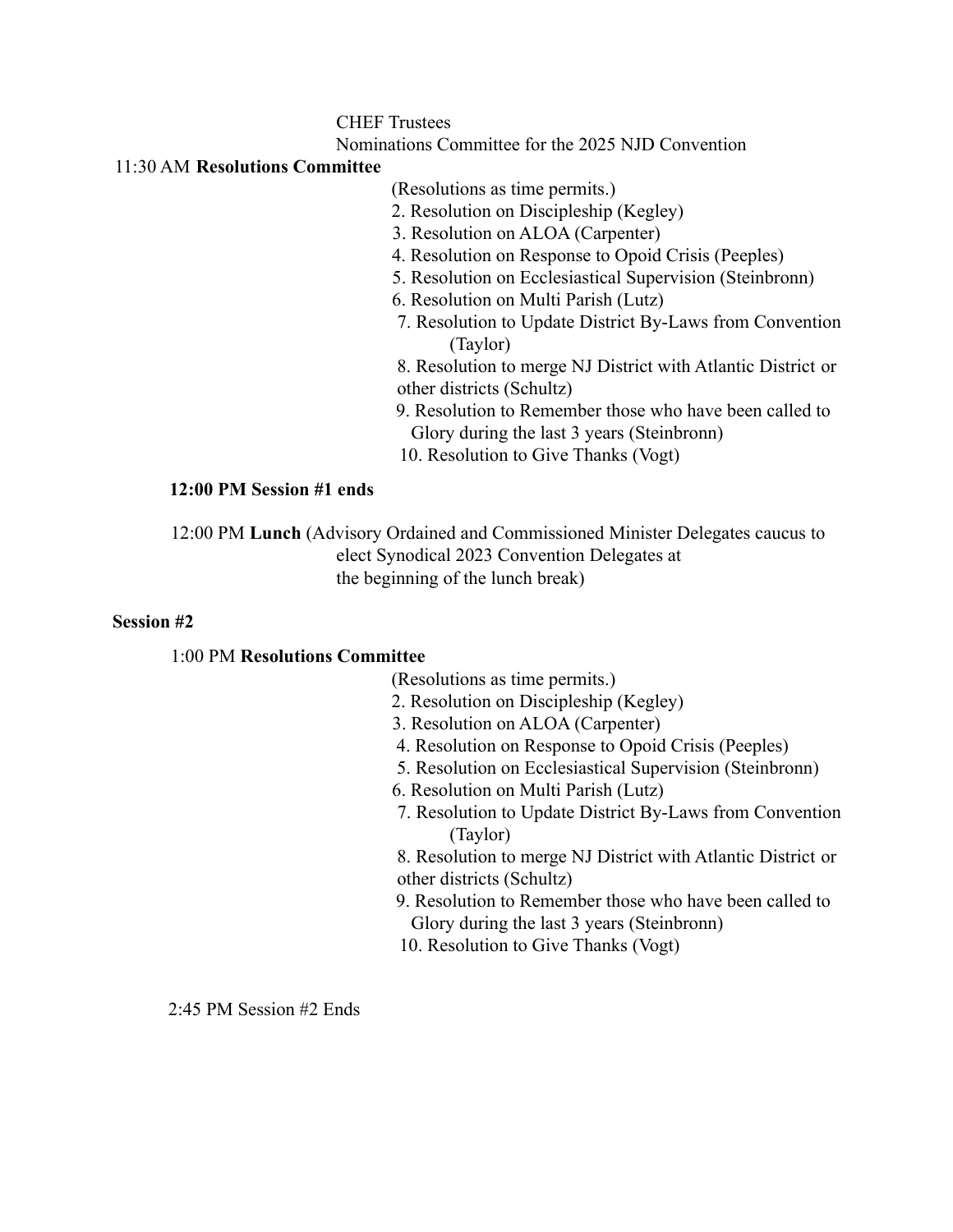CHEF Trustees

Nominations Committee for the 2025 NJD Convention

11:30 AM **Resolutions Committee**

(Resolutions as time permits.)

2. Resolution on Discipleship (Kegley)
3. Resolution on ALOA (Carpenter)
4. Resolution on Response to Opoid Crisis (Peeples)
5. Resolution on Ecclesiastical Supervision (Steinbronn)
6. Resolution on Multi Parish (Lutz)
7. Resolution to Update District By-Laws from Convention (Taylor)
8. Resolution to merge NJ District with Atlantic District or other districts (Schultz)
9. Resolution to Remember those who have been called to Glory during the last 3 years (Steinbronn)
10. Resolution to Give Thanks (Vogt)

**12:00 PM Session #1 ends**

12:00 PM **Lunch** (Advisory Ordained and Commissioned Minister Delegates caucus to elect Synodical 2023 Convention Delegates at the beginning of the lunch break)

**Session #2**

1:00 PM **Resolutions Committee**

(Resolutions as time permits.)

2. Resolution on Discipleship (Kegley)
3. Resolution on ALOA (Carpenter)
4. Resolution on Response to Opoid Crisis (Peeples)
5. Resolution on Ecclesiastical Supervision (Steinbronn)
6. Resolution on Multi Parish (Lutz)
7. Resolution to Update District By-Laws from Convention (Taylor)
8. Resolution to merge NJ District with Atlantic District or other districts (Schultz)
9. Resolution to Remember those who have been called to Glory during the last 3 years (Steinbronn)
10. Resolution to Give Thanks (Vogt)

2:45 PM Session #2 Ends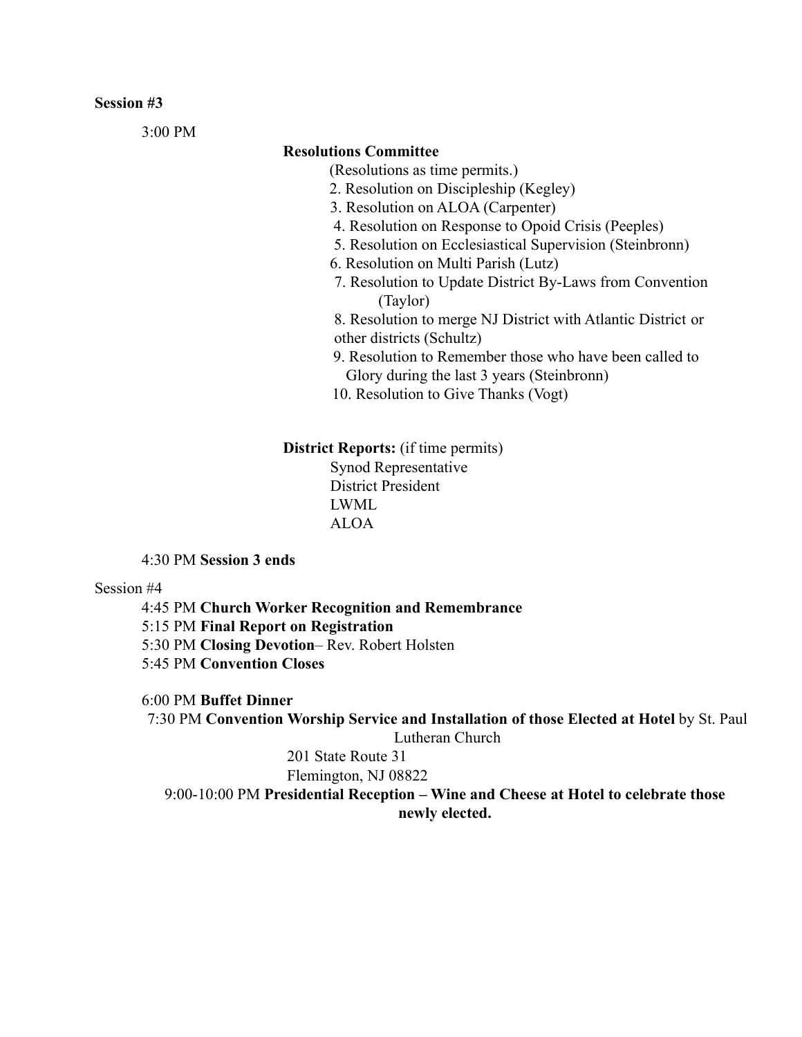**Session #3**

3:00 PM

**Resolutions Committee**

(Resolutions as time permits.)

2. Resolution on Discipleship (Kegley)
3. Resolution on ALOA (Carpenter)
4. Resolution on Response to Opoid Crisis (Peeples)
5. Resolution on Ecclesiastical Supervision (Steinbronn)
6. Resolution on Multi Parish (Lutz)
7. Resolution to Update District By-Laws from Convention (Taylor)
8. Resolution to merge NJ District with Atlantic District or other districts (Schultz)
9. Resolution to Remember those who have been called to Glory during the last 3 years (Steinbronn)
10. Resolution to Give Thanks (Vogt)

**District Reports:** (if time permits)

Synod Representative
District President
LWML
ALOA

4:30 PM **Session 3 ends**

Session #4

4:45 PM **Church Worker Recognition and Remembrance**
5:15 PM **Final Report on Registration**
5:30 PM **Closing Devotion**– Rev. Robert Holsten
5:45 PM **Convention Closes**

6:00 PM **Buffet Dinner**
7:30 PM **Convention Worship Service and Installation of those Elected at Hotel** by St. Paul Lutheran Church
201 State Route 31
Flemington, NJ 08822
9:00-10:00 PM **Presidential Reception – Wine and Cheese at Hotel to celebrate those newly elected.**